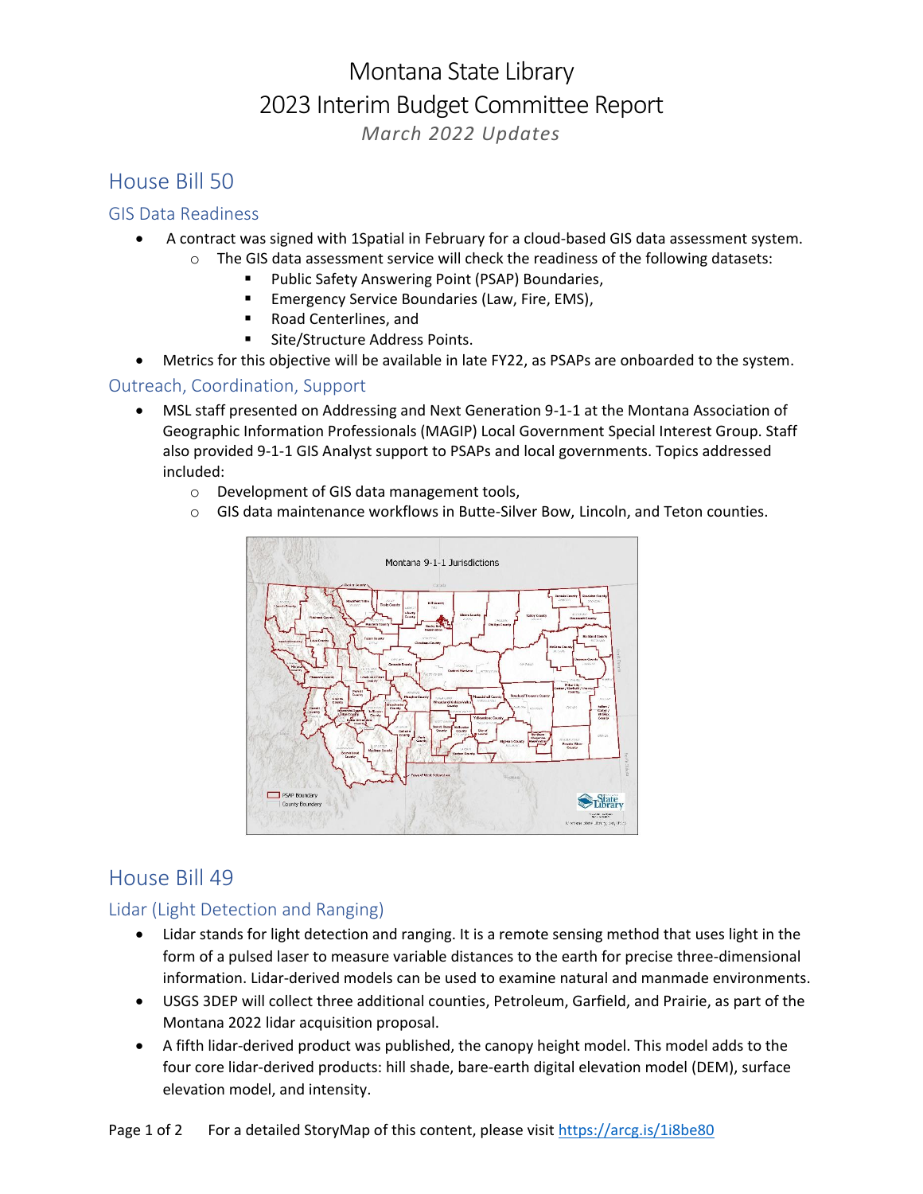# Montana State Library
# 2023 Interim Budget Committee Report
*March 2022 Updates*

## House Bill 50

### GIS Data Readiness

- A contract was signed with 1Spatial in February for a cloud-based GIS data assessment system.
  - The GIS data assessment service will check the readiness of the following datasets:
    - Public Safety Answering Point (PSAP) Boundaries,
    - Emergency Service Boundaries (Law, Fire, EMS),
    - Road Centerlines, and
    - Site/Structure Address Points.
- Metrics for this objective will be available in late FY22, as PSAPs are onboarded to the system.

### Outreach, Coordination, Support

- MSL staff presented on Addressing and Next Generation 9-1-1 at the Montana Association of Geographic Information Professionals (MAGIP) Local Government Special Interest Group. Staff also provided 9-1-1 GIS Analyst support to PSAPs and local governments. Topics addressed included:
  - Development of GIS data management tools,
  - GIS data maintenance workflows in Butte-Silver Bow, Lincoln, and Teton counties.

## House Bill 49

### Lidar (Light Detection and Ranging)

- Lidar stands for light detection and ranging. It is a remote sensing method that uses light in the form of a pulsed laser to measure variable distances to the earth for precise three-dimensional information. Lidar-derived models can be used to examine natural and manmade environments.
- USGS 3DEP will collect three additional counties, Petroleum, Garfield, and Prairie, as part of the Montana 2022 lidar acquisition proposal.
- A fifth lidar-derived product was published, the canopy height model. This model adds to the four core lidar-derived products: hill shade, bare-earth digital elevation model (DEM), surface elevation model, and intensity.

For a detailed StoryMap of this content, please visit https://arcg.is/1i8be80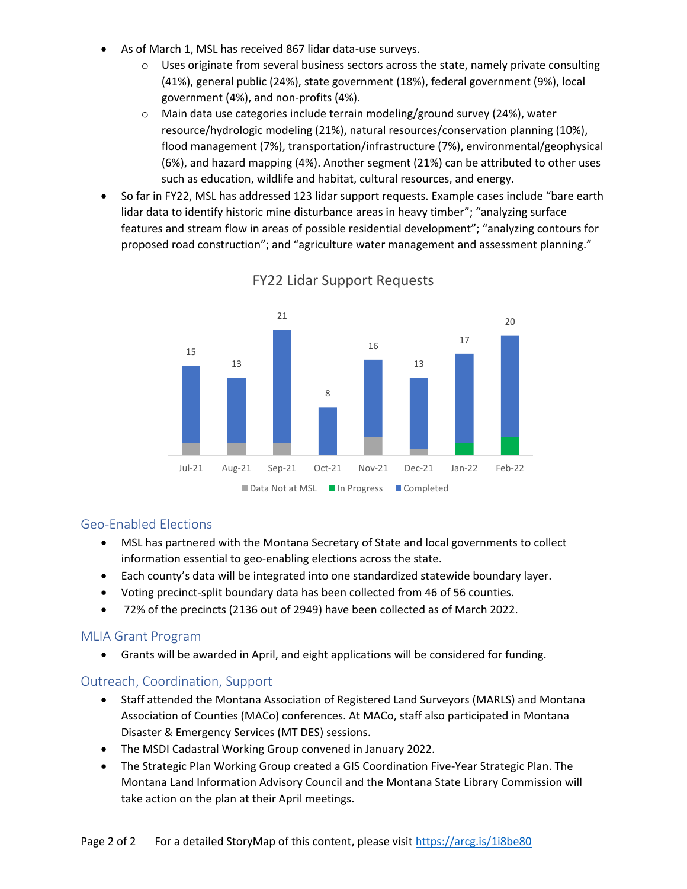- As of March 1, MSL has received 867 lidar data-use surveys.
  - Uses originate from several business sectors across the state, namely private consulting (41%), general public (24%), state government (18%), federal government (9%), local government (4%), and non-profits (4%).
  - Main data use categories include terrain modeling/ground survey (24%), water resource/hydrologic modeling (21%), natural resources/conservation planning (10%), flood management (7%), transportation/infrastructure (7%), environmental/geophysical (6%), and hazard mapping (4%). Another segment (21%) can be attributed to other uses such as education, wildlife and habitat, cultural resources, and energy.
- So far in FY22, MSL has addressed 123 lidar support requests. Example cases include "bare earth lidar data to identify historic mine disturbance areas in heavy timber"; "analyzing surface features and stream flow in areas of possible residential development"; "analyzing contours for proposed road construction"; and "agriculture water management and assessment planning."

FY22 Lidar Support Requests

15
13
21
8
16
13
17
20

Jul-21
Aug-21
Sep-21
Oct-21
Nov-21
Dec-21
Jan-22
Feb-22

Data Not at MSL
In Progress
Completed

## Geo-Enabled Elections

- MSL has partnered with the Montana Secretary of State and local governments to collect information essential to geo-enabling elections across the state.
- Each county's data will be integrated into one standardized statewide boundary layer.
- Voting precinct-split boundary data has been collected from 46 of 56 counties.
- 72% of the precincts (2136 out of 2949) have been collected as of March 2022.

## MLIA Grant Program

- Grants will be awarded in April, and eight applications will be considered for funding.

## Outreach, Coordination, Support

- Staff attended the Montana Association of Registered Land Surveyors (MARLS) and Montana Association of Counties (MACo) conferences. At MACo, staff also participated in Montana Disaster & Emergency Services (MT DES) sessions.
- The MSDI Cadastral Working Group convened in January 2022.
- The Strategic Plan Working Group created a GIS Coordination Five-Year Strategic Plan. The Montana Land Information Advisory Council and the Montana State Library Commission will take action on the plan at their April meetings.

For a detailed StoryMap of this content, please visit https://arcg.is/1i8be80